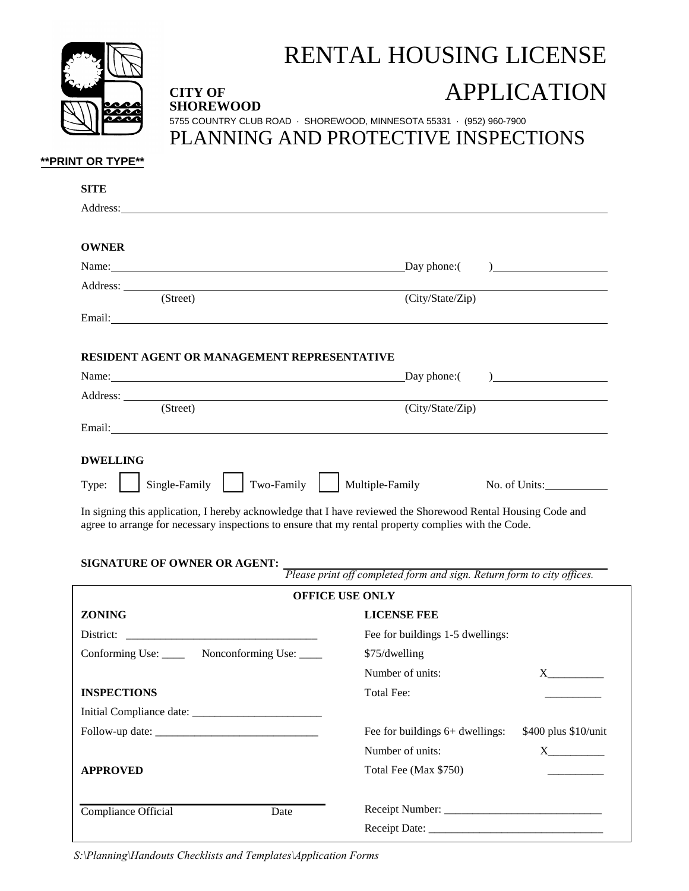# RENTAL HOUSING LICENSE APPLICATION

**CITY OF SHOREWOOD**

5755 COUNTRY CLUB ROAD · SHOREWOOD, MINNESOTA 55331 · (952) 960-7900

## PLANNING AND PROTECTIVE INSPECTIONS

****PRINT OR TYPE****

**SITE**

Address: ______________________________________________

**OWNER**

Name: ______________________________ Day phone:( ) ______________

Address: ______________________________ ______________________________
(Street) (City/State/Zip)

Email: ______________________________________________

**RESIDENT AGENT OR MANAGEMENT REPRESENTATIVE**

Name: ______________________________ Day phone:( ) ______________

Address: ______________________________ ______________________________
(Street) (City/State/Zip)

Email: ______________________________________________

**DWELLING**

Type: ☐ Single-Family ☐ Two-Family ☐ Multiple-Family No. of Units: __________

In signing this application, I hereby acknowledge that I have reviewed the Shorewood Rental Housing Code and agree to arrange for necessary inspections to ensure that my rental property complies with the Code.

**SIGNATURE OF OWNER OR AGENT:** ______________________________

*Please print off completed form and sign. Return form to city offices.*

**OFFICE USE ONLY**

**ZONING**

District: ___________________________________

Conforming Use: ____ Nonconforming Use: ____

**INSPECTIONS**

Initial Compliance date: ________________________

Follow-up date: ______________________________

**APPROVED**

______________________________
Compliance Official Date

**LICENSE FEE**

Fee for buildings 1-5 dwellings:

$75/dwelling

Number of units: X__________

Total Fee: __________

Fee for buildings 6+ dwellings: $400 plus $10/unit

Number of units: X__________

Total Fee (Max $750) __________

Receipt Number: ____________________________

Receipt Date: ______________________________

*S:\Planning\Handouts Checklists and Templates\Application Forms*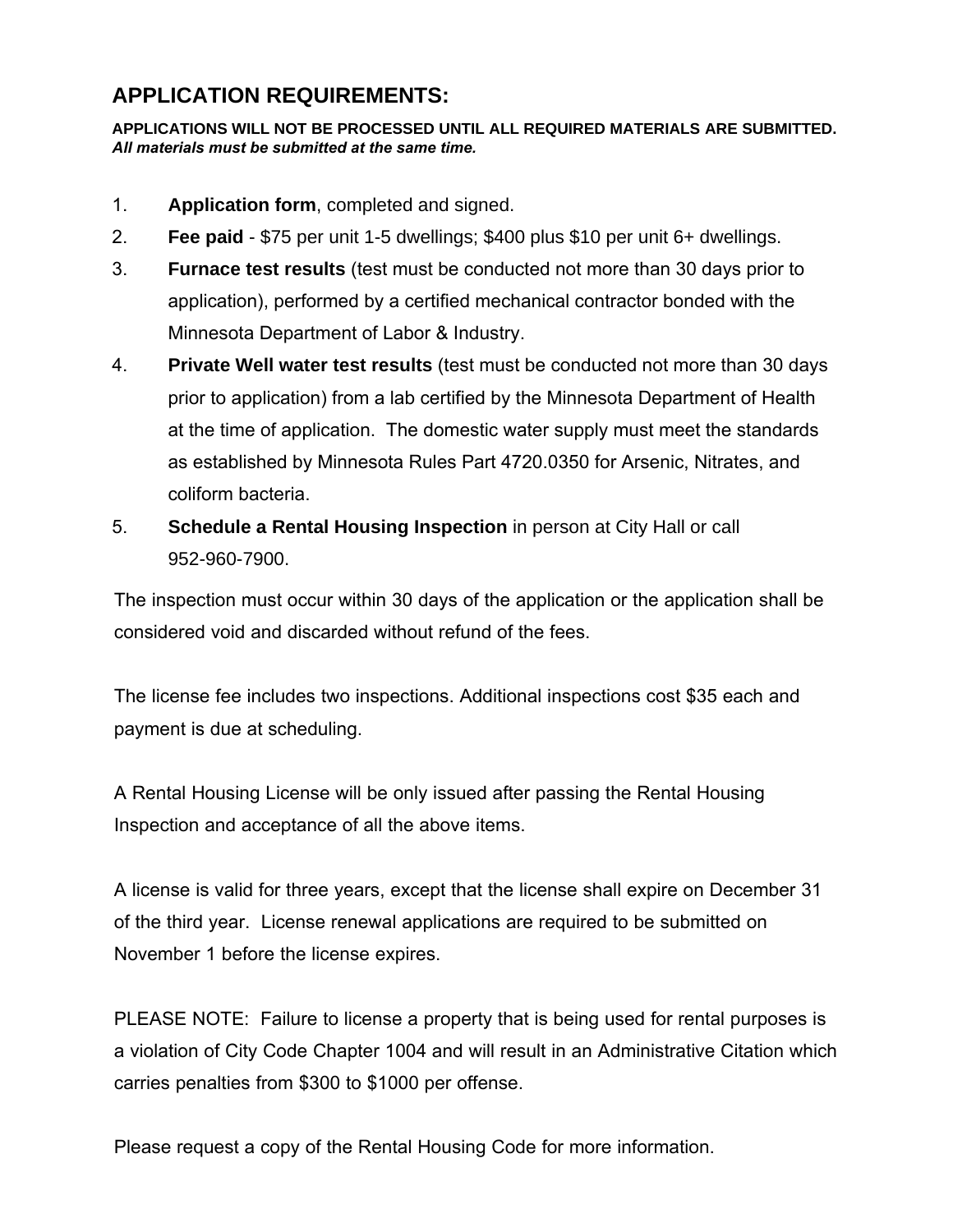## APPLICATION REQUIREMENTS:

**APPLICATIONS WILL NOT BE PROCESSED UNTIL ALL REQUIRED MATERIALS ARE SUBMITTED.**
***All materials must be submitted at the same time.***

1. **Application form**, completed and signed.
2. **Fee paid** - $75 per unit 1-5 dwellings; $400 plus $10 per unit 6+ dwellings.
3. **Furnace test results** (test must be conducted not more than 30 days prior to application), performed by a certified mechanical contractor bonded with the Minnesota Department of Labor & Industry.
4. **Private Well water test results** (test must be conducted not more than 30 days prior to application) from a lab certified by the Minnesota Department of Health at the time of application. The domestic water supply must meet the standards as established by Minnesota Rules Part 4720.0350 for Arsenic, Nitrates, and coliform bacteria.
5. **Schedule a Rental Housing Inspection** in person at City Hall or call 952-960-7900.

The inspection must occur within 30 days of the application or the application shall be considered void and discarded without refund of the fees.

The license fee includes two inspections. Additional inspections cost $35 each and payment is due at scheduling.

A Rental Housing License will be only issued after passing the Rental Housing Inspection and acceptance of all the above items.

A license is valid for three years, except that the license shall expire on December 31 of the third year. License renewal applications are required to be submitted on November 1 before the license expires.

PLEASE NOTE: Failure to license a property that is being used for rental purposes is a violation of City Code Chapter 1004 and will result in an Administrative Citation which carries penalties from $300 to $1000 per offense.

Please request a copy of the Rental Housing Code for more information.